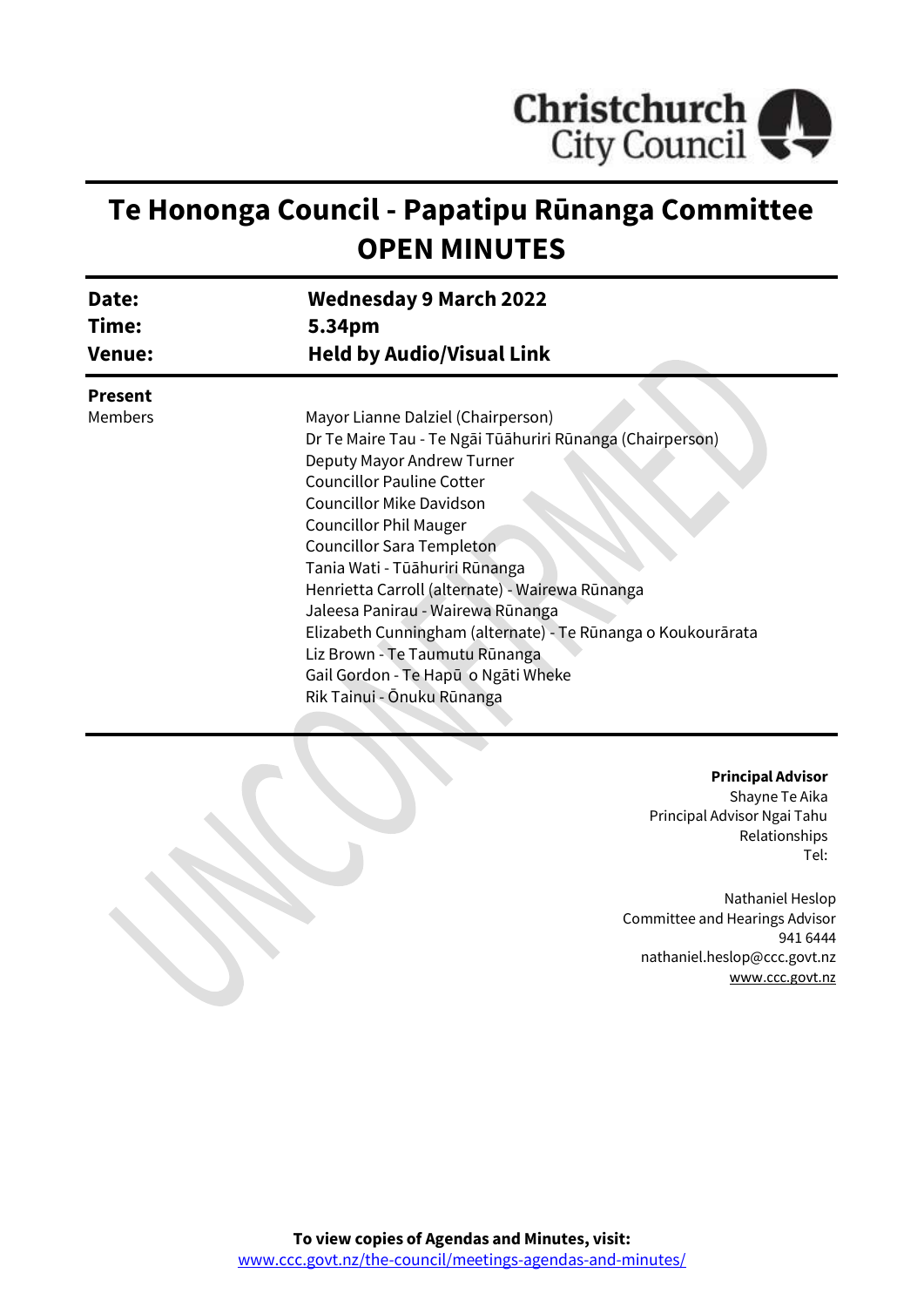Christchurch City Council

# Te Hononga Council - Papatipu Rūnanga Committee OPEN MINUTES

| | |
|---|---|
| **Date:** | **Wednesday 9 March 2022** |
| **Time:** | **5.34pm** |
| **Venue:** | **Held by Audio/Visual Link** |

**Present**

Members

Mayor Lianne Dalziel (Chairperson)
Dr Te Maire Tau - Te Ngāi Tūāhuriri Rūnanga (Chairperson)
Deputy Mayor Andrew Turner
Councillor Pauline Cotter
Councillor Mike Davidson
Councillor Phil Mauger
Councillor Sara Templeton
Tania Wati - Tūāhuriri Rūnanga
Henrietta Carroll (alternate) - Wairewa Rūnanga
Jaleesa Panirau - Wairewa Rūnanga
Elizabeth Cunningham (alternate) - Te Rūnanga o Koukourārata
Liz Brown - Te Taumutu Rūnanga
Gail Gordon - Te Hapū o Ngāti Wheke
Rik Tainui - Ōnuku Rūnanga

**Principal Advisor**
Shayne Te Aika
Principal Advisor Ngai Tahu Relationships
Tel:

Nathaniel Heslop
Committee and Hearings Advisor
941 6444
nathaniel.heslop@ccc.govt.nz
www.ccc.govt.nz

**To view copies of Agendas and Minutes, visit:**
www.ccc.govt.nz/the-council/meetings-agendas-and-minutes/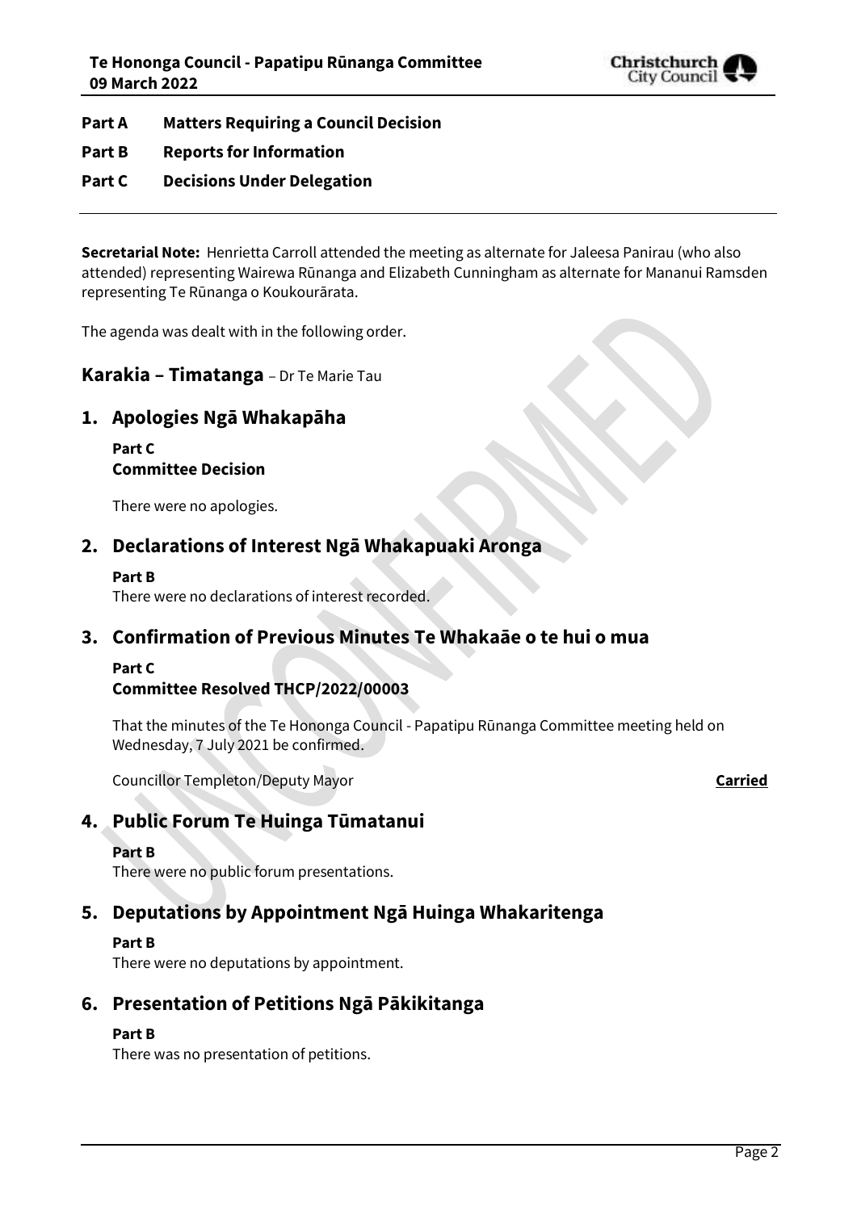**Part A Matters Requiring a Council Decision**

**Part B Reports for Information**

**Part C Decisions Under Delegation**

---

**Secretarial Note:** Henrietta Carroll attended the meeting as alternate for Jaleesa Panirau (who also attended) representing Wairewa Rūnanga and Elizabeth Cunningham as alternate for Mananui Ramsden representing Te Rūnanga o Koukourārata.

The agenda was dealt with in the following order.

## Karakia – Timatanga – Dr Te Marie Tau

## 1. Apologies Ngā Whakapāha

**Part C**
**Committee Decision**

There were no apologies.

## 2. Declarations of Interest Ngā Whakapuaki Aronga

**Part B**
There were no declarations of interest recorded.

## 3. Confirmation of Previous Minutes Te Whakaāe o te hui o mua

**Part C**
**Committee Resolved THCP/2022/00003**

That the minutes of the Te Hononga Council - Papatipu Rūnanga Committee meeting held on Wednesday, 7 July 2021 be confirmed.

Councillor Templeton/Deputy Mayor **Carried**

## 4. Public Forum Te Huinga Tūmatanui

**Part B**
There were no public forum presentations.

## 5. Deputations by Appointment Ngā Huinga Whakaritenga

**Part B**
There were no deputations by appointment.

## 6. Presentation of Petitions Ngā Pākikitanga

**Part B**
There was no presentation of petitions.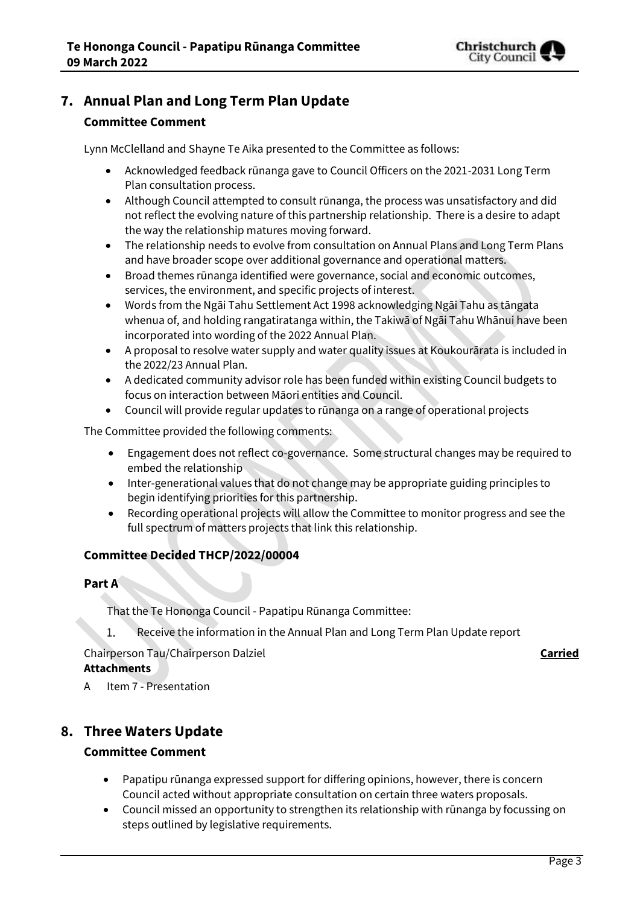## 7. Annual Plan and Long Term Plan Update

### Committee Comment

Lynn McClelland and Shayne Te Aika presented to the Committee as follows:

- Acknowledged feedback rūnanga gave to Council Officers on the 2021-2031 Long Term Plan consultation process.
- Although Council attempted to consult rūnanga, the process was unsatisfactory and did not reflect the evolving nature of this partnership relationship. There is a desire to adapt the way the relationship matures moving forward.
- The relationship needs to evolve from consultation on Annual Plans and Long Term Plans and have broader scope over additional governance and operational matters.
- Broad themes rūnanga identified were governance, social and economic outcomes, services, the environment, and specific projects of interest.
- Words from the Ngāi Tahu Settlement Act 1998 acknowledging Ngāi Tahu as tāngata whenua of, and holding rangatiratanga within, the Takiwā of Ngāi Tahu Whānui have been incorporated into wording of the 2022 Annual Plan.
- A proposal to resolve water supply and water quality issues at Koukourārata is included in the 2022/23 Annual Plan.
- A dedicated community advisor role has been funded within existing Council budgets to focus on interaction between Māori entities and Council.
- Council will provide regular updates to rūnanga on a range of operational projects

The Committee provided the following comments:

- Engagement does not reflect co-governance. Some structural changes may be required to embed the relationship
- Inter-generational values that do not change may be appropriate guiding principles to begin identifying priorities for this partnership.
- Recording operational projects will allow the Committee to monitor progress and see the full spectrum of matters projects that link this relationship.

### Committee Decided THCP/2022/00004

**Part A**

That the Te Hononga Council - Papatipu Rūnanga Committee:

1. Receive the information in the Annual Plan and Long Term Plan Update report

Chairperson Tau/Chairperson Dalziel **Carried**

**Attachments**

A Item 7 - Presentation

## 8. Three Waters Update

### Committee Comment

- Papatipu rūnanga expressed support for differing opinions, however, there is concern Council acted without appropriate consultation on certain three waters proposals.
- Council missed an opportunity to strengthen its relationship with rūnanga by focussing on steps outlined by legislative requirements.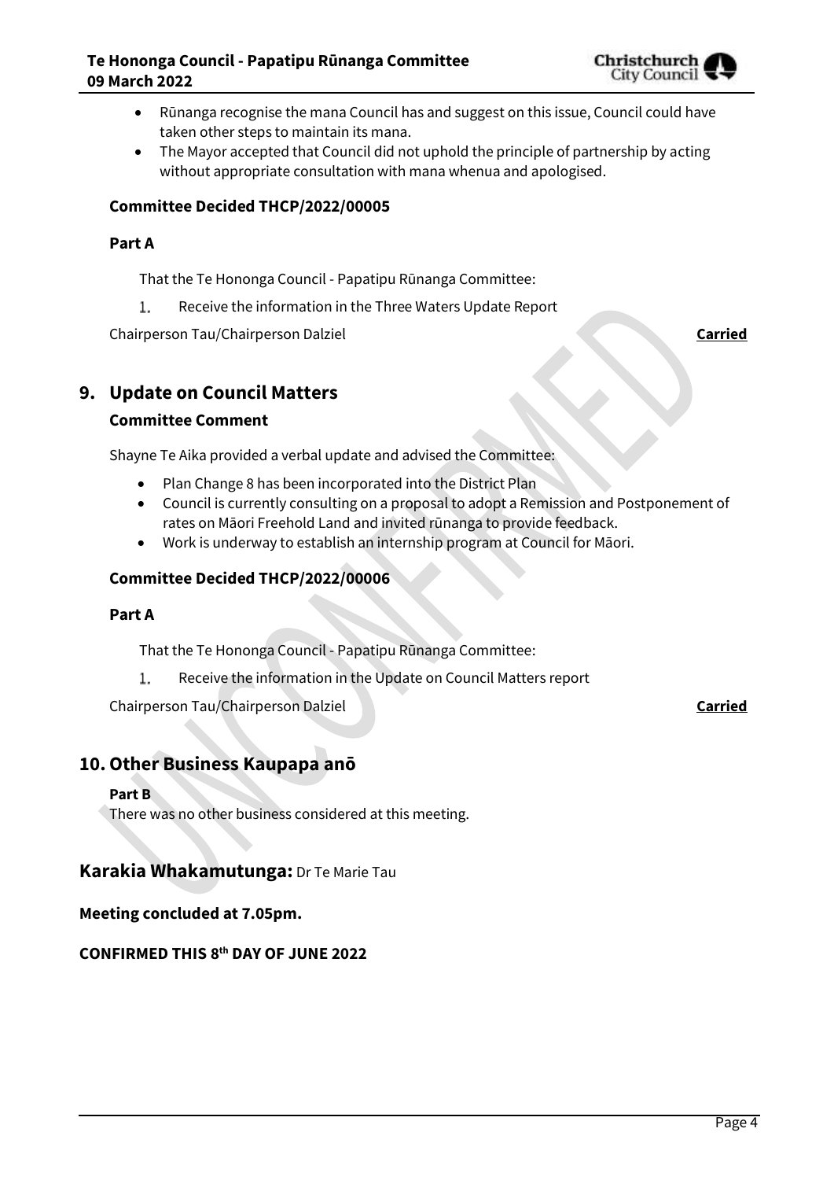- Rūnanga recognise the mana Council has and suggest on this issue, Council could have taken other steps to maintain its mana.
- The Mayor accepted that Council did not uphold the principle of partnership by acting without appropriate consultation with mana whenua and apologised.

### Committee Decided THCP/2022/00005

#### Part A

That the Te Hononga Council - Papatipu Rūnanga Committee:

1. Receive the information in the Three Waters Update Report

Chairperson Tau/Chairperson Dalziel **Carried**

## 9. Update on Council Matters

### Committee Comment

Shayne Te Aika provided a verbal update and advised the Committee:

- Plan Change 8 has been incorporated into the District Plan
- Council is currently consulting on a proposal to adopt a Remission and Postponement of rates on Māori Freehold Land and invited rūnanga to provide feedback.
- Work is underway to establish an internship program at Council for Māori.

### Committee Decided THCP/2022/00006

#### Part A

That the Te Hononga Council - Papatipu Rūnanga Committee:

1. Receive the information in the Update on Council Matters report

Chairperson Tau/Chairperson Dalziel **Carried**

## 10. Other Business Kaupapa anō

#### Part B

There was no other business considered at this meeting.

## Karakia Whakamutunga: Dr Te Marie Tau

**Meeting concluded at 7.05pm.**

**CONFIRMED THIS 8th DAY OF JUNE 2022**